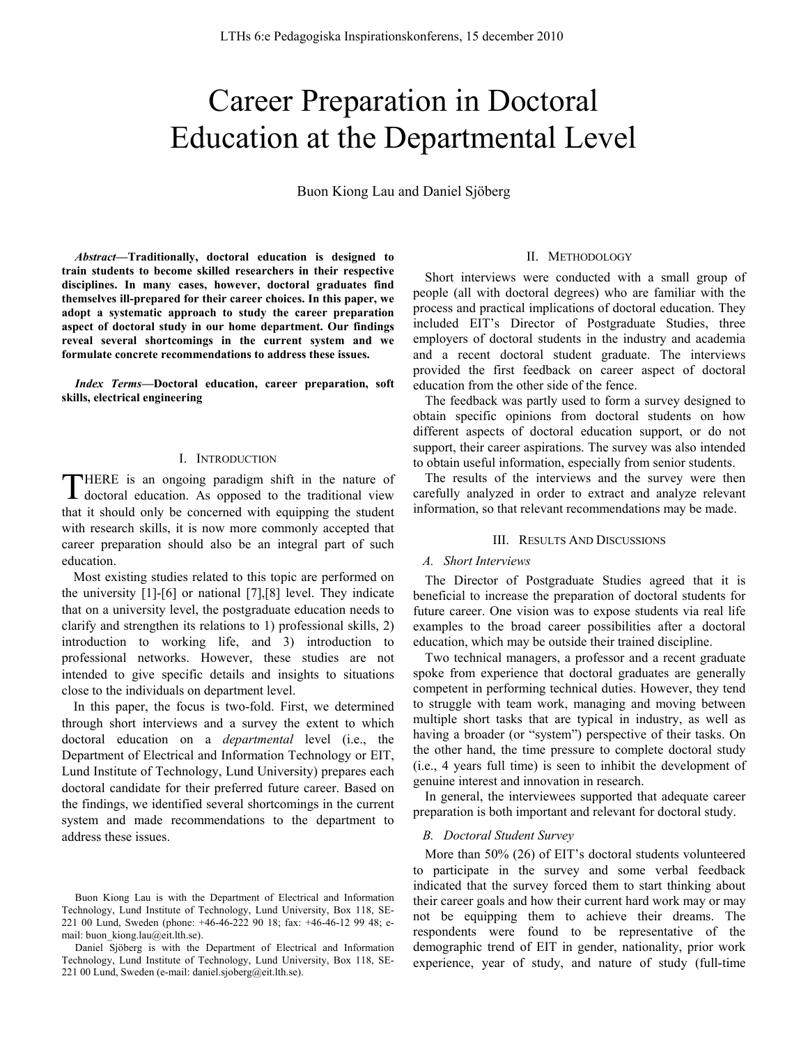# Career Preparation in Doctoral Education at the Departmental Level

Buon Kiong Lau and Daniel Sjöberg

***Abstract*—Traditionally, doctoral education is designed to train students to become skilled researchers in their respective disciplines. In many cases, however, doctoral graduates find themselves ill-prepared for their career choices. In this paper, we adopt a systematic approach to study the career preparation aspect of doctoral study in our home department. Our findings reveal several shortcomings in the current system and we formulate concrete recommendations to address these issues.**

***Index Terms*—Doctoral education, career preparation, soft skills, electrical engineering**

## I. Introduction

THERE is an ongoing paradigm shift in the nature of doctoral education. As opposed to the traditional view that it should only be concerned with equipping the student with research skills, it is now more commonly accepted that career preparation should also be an integral part of such education.

Most existing studies related to this topic are performed on the university [1]-[6] or national [7],[8] level. They indicate that on a university level, the postgraduate education needs to clarify and strengthen its relations to 1) professional skills, 2) introduction to working life, and 3) introduction to professional networks. However, these studies are not intended to give specific details and insights to situations close to the individuals on department level.

In this paper, the focus is two-fold. First, we determined through short interviews and a survey the extent to which doctoral education on a *departmental* level (i.e., the Department of Electrical and Information Technology or EIT, Lund Institute of Technology, Lund University) prepares each doctoral candidate for their preferred future career. Based on the findings, we identified several shortcomings in the current system and made recommendations to the department to address these issues.

Buon Kiong Lau is with the Department of Electrical and Information Technology, Lund Institute of Technology, Lund University, Box 118, SE-221 00 Lund, Sweden (phone: +46-46-222 90 18; fax: +46-46-12 99 48; e-mail: buon_kiong.lau@eit.lth.se).

Daniel Sjöberg is with the Department of Electrical and Information Technology, Lund Institute of Technology, Lund University, Box 118, SE-221 00 Lund, Sweden (e-mail: daniel.sjoberg@eit.lth.se).

## II. Methodology

Short interviews were conducted with a small group of people (all with doctoral degrees) who are familiar with the process and practical implications of doctoral education. They included EIT's Director of Postgraduate Studies, three employers of doctoral students in the industry and academia and a recent doctoral student graduate. The interviews provided the first feedback on career aspect of doctoral education from the other side of the fence.

The feedback was partly used to form a survey designed to obtain specific opinions from doctoral students on how different aspects of doctoral education support, or do not support, their career aspirations. The survey was also intended to obtain useful information, especially from senior students.

The results of the interviews and the survey were then carefully analyzed in order to extract and analyze relevant information, so that relevant recommendations may be made.

## III. Results And Discussions

### *A. Short Interviews*

The Director of Postgraduate Studies agreed that it is beneficial to increase the preparation of doctoral students for future career. One vision was to expose students via real life examples to the broad career possibilities after a doctoral education, which may be outside their trained discipline.

Two technical managers, a professor and a recent graduate spoke from experience that doctoral graduates are generally competent in performing technical duties. However, they tend to struggle with team work, managing and moving between multiple short tasks that are typical in industry, as well as having a broader (or "system") perspective of their tasks. On the other hand, the time pressure to complete doctoral study (i.e., 4 years full time) is seen to inhibit the development of genuine interest and innovation in research.

In general, the interviewees supported that adequate career preparation is both important and relevant for doctoral study.

### *B. Doctoral Student Survey*

More than 50% (26) of EIT's doctoral students volunteered to participate in the survey and some verbal feedback indicated that the survey forced them to start thinking about their career goals and how their current hard work may or may not be equipping them to achieve their dreams. The respondents were found to be representative of the demographic trend of EIT in gender, nationality, prior work experience, year of study, and nature of study (full-time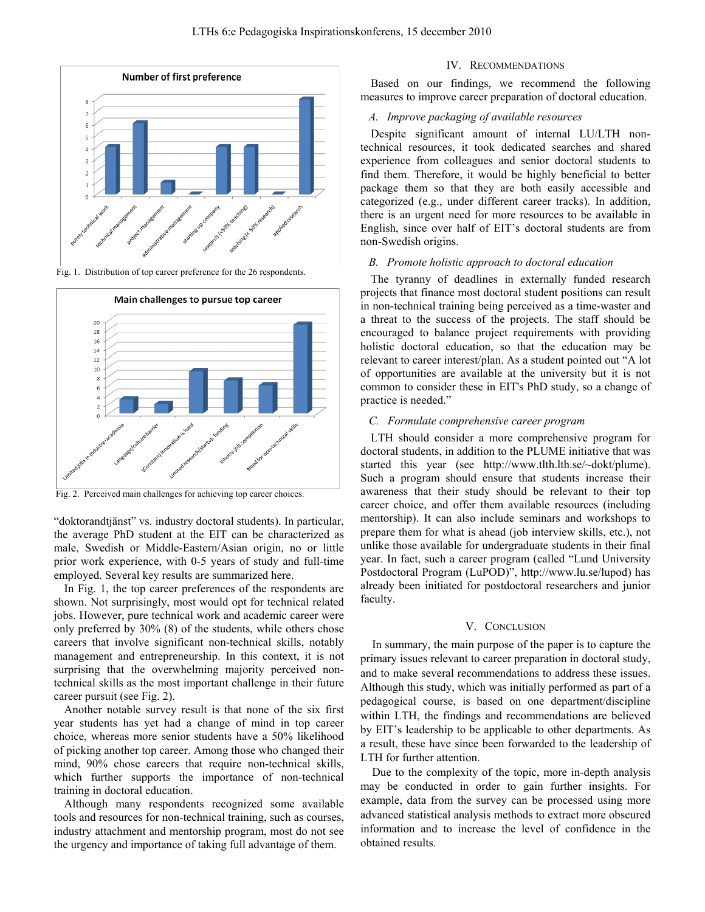Fig. 1. Distribution of top career preference for the 26 respondents.

Fig. 2. Perceived main challenges for achieving top career choices.

"doktorandtjänst" vs. industry doctoral students). In particular, the average PhD student at the EIT can be characterized as male, Swedish or Middle-Eastern/Asian origin, no or little prior work experience, with 0-5 years of study and full-time employed. Several key results are summarized here.

In Fig. 1, the top career preferences of the respondents are shown. Not surprisingly, most would opt for technical related jobs. However, pure technical work and academic career were only preferred by 30% (8) of the students, while others chose careers that involve significant non-technical skills, notably management and entrepreneurship. In this context, it is not surprising that the overwhelming majority perceived non-technical skills as the most important challenge in their future career pursuit (see Fig. 2).

Another notable survey result is that none of the six first year students has yet had a change of mind in top career choice, whereas more senior students have a 50% likelihood of picking another top career. Among those who changed their mind, 90% chose careers that require non-technical skills, which further supports the importance of non-technical training in doctoral education.

Although many respondents recognized some available tools and resources for non-technical training, such as courses, industry attachment and mentorship program, most do not see the urgency and importance of taking full advantage of them.

## IV. Recommendations

Based on our findings, we recommend the following measures to improve career preparation of doctoral education.

### *A. Improve packaging of available resources*

Despite significant amount of internal LU/LTH non-technical resources, it took dedicated searches and shared experience from colleagues and senior doctoral students to find them. Therefore, it would be highly beneficial to better package them so that they are both easily accessible and categorized (e.g., under different career tracks). In addition, there is an urgent need for more resources to be available in English, since over half of EIT's doctoral students are from non-Swedish origins.

### *B. Promote holistic approach to doctoral education*

The tyranny of deadlines in externally funded research projects that finance most doctoral student positions can result in non-technical training being perceived as a time-waster and a threat to the success of the projects. The staff should be encouraged to balance project requirements with providing holistic doctoral education, so that the education may be relevant to career interest/plan. As a student pointed out "A lot of opportunities are available at the university but it is not common to consider these in EIT's PhD study, so a change of practice is needed."

### *C. Formulate comprehensive career program*

LTH should consider a more comprehensive program for doctoral students, in addition to the PLUME initiative that was started this year (see http://www.tlth.lth.se/~dokt/plume). Such a program should ensure that students increase their awareness that their study should be relevant to their top career choice, and offer them available resources (including mentorship). It can also include seminars and workshops to prepare them for what is ahead (job interview skills, etc.), not unlike those available for undergraduate students in their final year. In fact, such a career program (called "Lund University Postdoctoral Program (LuPOD)", http://www.lu.se/lupod) has already been initiated for postdoctoral researchers and junior faculty.

## V. Conclusion

In summary, the main purpose of the paper is to capture the primary issues relevant to career preparation in doctoral study, and to make several recommendations to address these issues. Although this study, which was initially performed as part of a pedagogical course, is based on one department/discipline within LTH, the findings and recommendations are believed by EIT's leadership to be applicable to other departments. As a result, these have since been forwarded to the leadership of LTH for further attention.

Due to the complexity of the topic, more in-depth analysis may be conducted in order to gain further insights. For example, data from the survey can be processed using more advanced statistical analysis methods to extract more obscured information and to increase the level of confidence in the obtained results.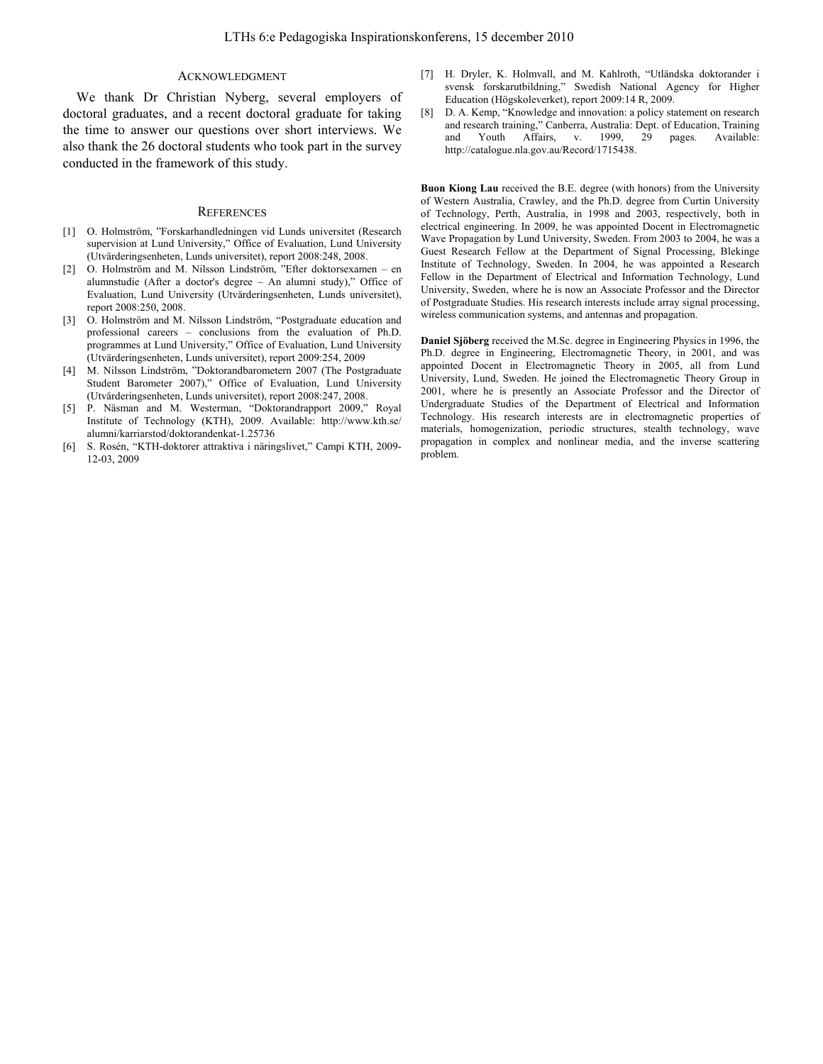## Acknowledgment

We thank Dr Christian Nyberg, several employers of doctoral graduates, and a recent doctoral graduate for taking the time to answer our questions over short interviews. We also thank the 26 doctoral students who took part in the survey conducted in the framework of this study.

## References

[1] O. Holmström, ”Forskarhandledningen vid Lunds universitet (Research supervision at Lund University,” Office of Evaluation, Lund University (Utvärderingsenheten, Lunds universitet), report 2008:248, 2008.

[2] O. Holmström and M. Nilsson Lindström, ”Efter doktorsexamen – en alumnstudie (After a doctor's degree – An alumni study),” Office of Evaluation, Lund University (Utvärderingsenheten, Lunds universitet), report 2008:250, 2008.

[3] O. Holmström and M. Nilsson Lindström, “Postgraduate education and professional careers – conclusions from the evaluation of Ph.D. programmes at Lund University,” Office of Evaluation, Lund University (Utvärderingsenheten, Lunds universitet), report 2009:254, 2009

[4] M. Nilsson Lindström, ”Doktorandbarometern 2007 (The Postgraduate Student Barometer 2007),” Office of Evaluation, Lund University (Utvärderingsenheten, Lunds universitet), report 2008:247, 2008.

[5] P. Näsman and M. Westerman, “Doktorandrapport 2009,” Royal Institute of Technology (KTH), 2009. Available: http://www.kth.se/alumni/karriarstod/doktorandenkat-1.25736

[6] S. Rosén, “KTH-doktorer attraktiva i näringslivet,” Campi KTH, 2009-12-03, 2009

[7] H. Dryler, K. Holmvall, and M. Kahlroth, “Utländska doktorander i svensk forskarutbildning,” Swedish National Agency for Higher Education (Högskoleverket), report 2009:14 R, 2009.

[8] D. A. Kemp, “Knowledge and innovation: a policy statement on research and research training,” Canberra, Australia: Dept. of Education, Training and Youth Affairs, v. 1999, 29 pages. Available: http://catalogue.nla.gov.au/Record/1715438.

**Buon Kiong Lau** received the B.E. degree (with honors) from the University of Western Australia, Crawley, and the Ph.D. degree from Curtin University of Technology, Perth, Australia, in 1998 and 2003, respectively, both in electrical engineering. In 2009, he was appointed Docent in Electromagnetic Wave Propagation by Lund University, Sweden. From 2003 to 2004, he was a Guest Research Fellow at the Department of Signal Processing, Blekinge Institute of Technology, Sweden. In 2004, he was appointed a Research Fellow in the Department of Electrical and Information Technology, Lund University, Sweden, where he is now an Associate Professor and the Director of Postgraduate Studies. His research interests include array signal processing, wireless communication systems, and antennas and propagation.

**Daniel Sjöberg** received the M.Sc. degree in Engineering Physics in 1996, the Ph.D. degree in Engineering, Electromagnetic Theory, in 2001, and was appointed Docent in Electromagnetic Theory in 2005, all from Lund University, Lund, Sweden. He joined the Electromagnetic Theory Group in 2001, where he is presently an Associate Professor and the Director of Undergraduate Studies of the Department of Electrical and Information Technology. His research interests are in electromagnetic properties of materials, homogenization, periodic structures, stealth technology, wave propagation in complex and nonlinear media, and the inverse scattering problem.